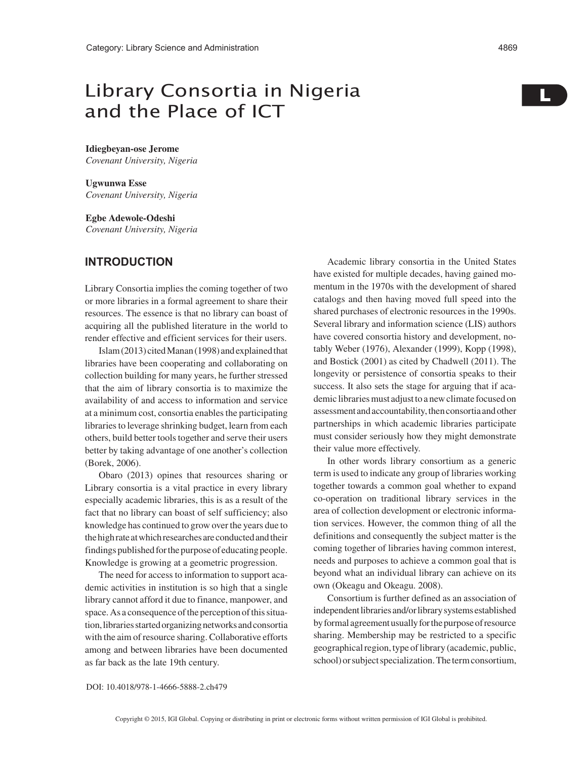# Library Consortia in Nigeria and the Place of ICT

**Idiegbeyan-ose Jerome**
*Covenant University, Nigeria*

**Ugwunwa Esse**
*Covenant University, Nigeria*

**Egbe Adewole-Odeshi**
*Covenant University, Nigeria*

## INTRODUCTION

Library Consortia implies the coming together of two or more libraries in a formal agreement to share their resources. The essence is that no library can boast of acquiring all the published literature in the world to render effective and efficient services for their users.

Islam (2013) cited Manan (1998) and explained that libraries have been cooperating and collaborating on collection building for many years, he further stressed that the aim of library consortia is to maximize the availability of and access to information and service at a minimum cost, consortia enables the participating libraries to leverage shrinking budget, learn from each others, build better tools together and serve their users better by taking advantage of one another's collection (Borek, 2006).

Obaro (2013) opines that resources sharing or Library consortia is a vital practice in every library especially academic libraries, this is as a result of the fact that no library can boast of self sufficiency; also knowledge has continued to grow over the years due to the high rate at which researches are conducted and their findings published for the purpose of educating people. Knowledge is growing at a geometric progression.

The need for access to information to support academic activities in institution is so high that a single library cannot afford it due to finance, manpower, and space. As a consequence of the perception of this situation, libraries started organizing networks and consortia with the aim of resource sharing. Collaborative efforts among and between libraries have been documented as far back as the late 19th century.

Academic library consortia in the United States have existed for multiple decades, having gained momentum in the 1970s with the development of shared catalogs and then having moved full speed into the shared purchases of electronic resources in the 1990s. Several library and information science (LIS) authors have covered consortia history and development, notably Weber (1976), Alexander (1999), Kopp (1998), and Bostick (2001) as cited by Chadwell (2011). The longevity or persistence of consortia speaks to their success. It also sets the stage for arguing that if academic libraries must adjust to a new climate focused on assessment and accountability, then consortia and other partnerships in which academic libraries participate must consider seriously how they might demonstrate their value more effectively.

In other words library consortium as a generic term is used to indicate any group of libraries working together towards a common goal whether to expand co-operation on traditional library services in the area of collection development or electronic information services. However, the common thing of all the definitions and consequently the subject matter is the coming together of libraries having common interest, needs and purposes to achieve a common goal that is beyond what an individual library can achieve on its own (Okeagu and Okeagu. 2008).

Consortium is further defined as an association of independent libraries and/or library systems established by formal agreement usually for the purpose of resource sharing. Membership may be restricted to a specific geographical region, type of library (academic, public, school) or subject specialization. The term consortium,

DOI: 10.4018/978-1-4666-5888-2.ch479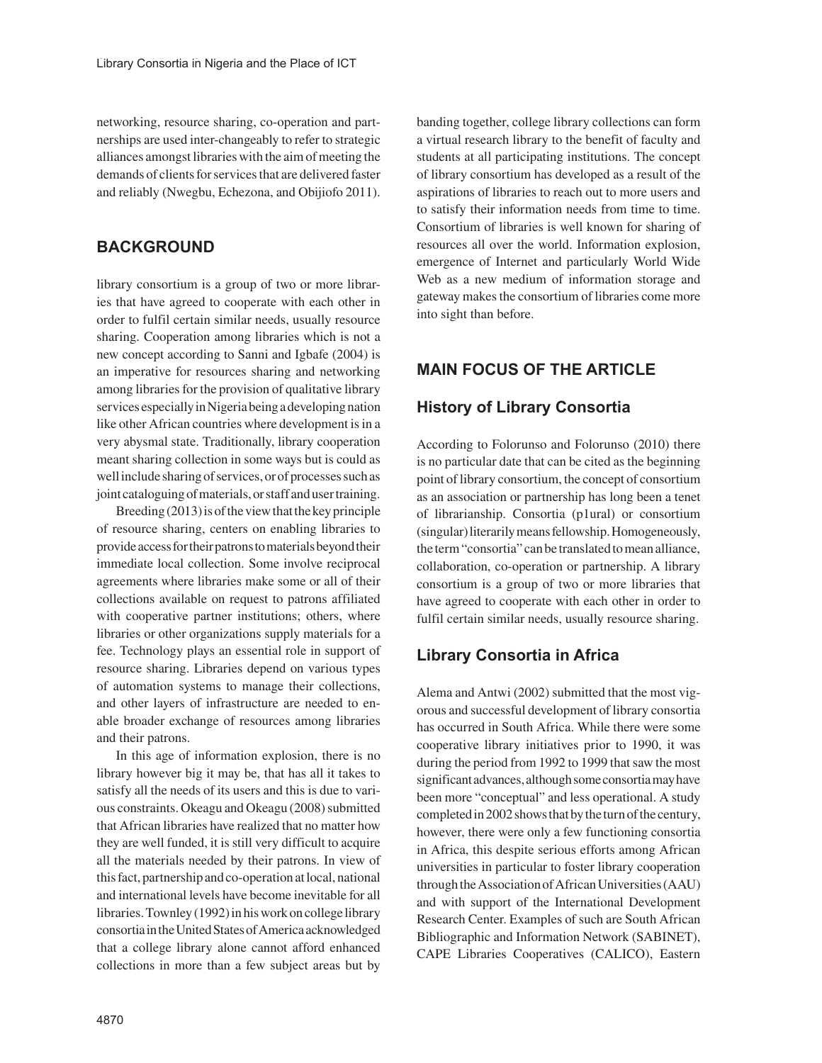networking, resource sharing, co-operation and partnerships are used inter-changeably to refer to strategic alliances amongst libraries with the aim of meeting the demands of clients for services that are delivered faster and reliably (Nwegbu, Echezona, and Obijiofo 2011).

## BACKGROUND

library consortium is a group of two or more libraries that have agreed to cooperate with each other in order to fulfil certain similar needs, usually resource sharing. Cooperation among libraries which is not a new concept according to Sanni and Igbafe (2004) is an imperative for resources sharing and networking among libraries for the provision of qualitative library services especially in Nigeria being a developing nation like other African countries where development is in a very abysmal state. Traditionally, library cooperation meant sharing collection in some ways but is could as well include sharing of services, or of processes such as joint cataloguing of materials, or staff and user training.

Breeding (2013) is of the view that the key principle of resource sharing, centers on enabling libraries to provide access for their patrons to materials beyond their immediate local collection. Some involve reciprocal agreements where libraries make some or all of their collections available on request to patrons affiliated with cooperative partner institutions; others, where libraries or other organizations supply materials for a fee. Technology plays an essential role in support of resource sharing. Libraries depend on various types of automation systems to manage their collections, and other layers of infrastructure are needed to enable broader exchange of resources among libraries and their patrons.

In this age of information explosion, there is no library however big it may be, that has all it takes to satisfy all the needs of its users and this is due to various constraints. Okeagu and Okeagu (2008) submitted that African libraries have realized that no matter how they are well funded, it is still very difficult to acquire all the materials needed by their patrons. In view of this fact, partnership and co-operation at local, national and international levels have become inevitable for all libraries. Townley (1992) in his work on college library consortia in the United States of America acknowledged that a college library alone cannot afford enhanced collections in more than a few subject areas but by banding together, college library collections can form a virtual research library to the benefit of faculty and students at all participating institutions. The concept of library consortium has developed as a result of the aspirations of libraries to reach out to more users and to satisfy their information needs from time to time. Consortium of libraries is well known for sharing of resources all over the world. Information explosion, emergence of Internet and particularly World Wide Web as a new medium of information storage and gateway makes the consortium of libraries come more into sight than before.

## MAIN FOCUS OF THE ARTICLE

### History of Library Consortia

According to Folorunso and Folorunso (2010) there is no particular date that can be cited as the beginning point of library consortium, the concept of consortium as an association or partnership has long been a tenet of librarianship. Consortia (p1ural) or consortium (singular) literarily means fellowship. Homogeneously, the term "consortia" can be translated to mean alliance, collaboration, co-operation or partnership. A library consortium is a group of two or more libraries that have agreed to cooperate with each other in order to fulfil certain similar needs, usually resource sharing.

### Library Consortia in Africa

Alema and Antwi (2002) submitted that the most vigorous and successful development of library consortia has occurred in South Africa. While there were some cooperative library initiatives prior to 1990, it was during the period from 1992 to 1999 that saw the most significant advances, although some consortia may have been more "conceptual" and less operational. A study completed in 2002 shows that by the turn of the century, however, there were only a few functioning consortia in Africa, this despite serious efforts among African universities in particular to foster library cooperation through the Association of African Universities (AAU) and with support of the International Development Research Center. Examples of such are South African Bibliographic and Information Network (SABINET), CAPE Libraries Cooperatives (CALICO), Eastern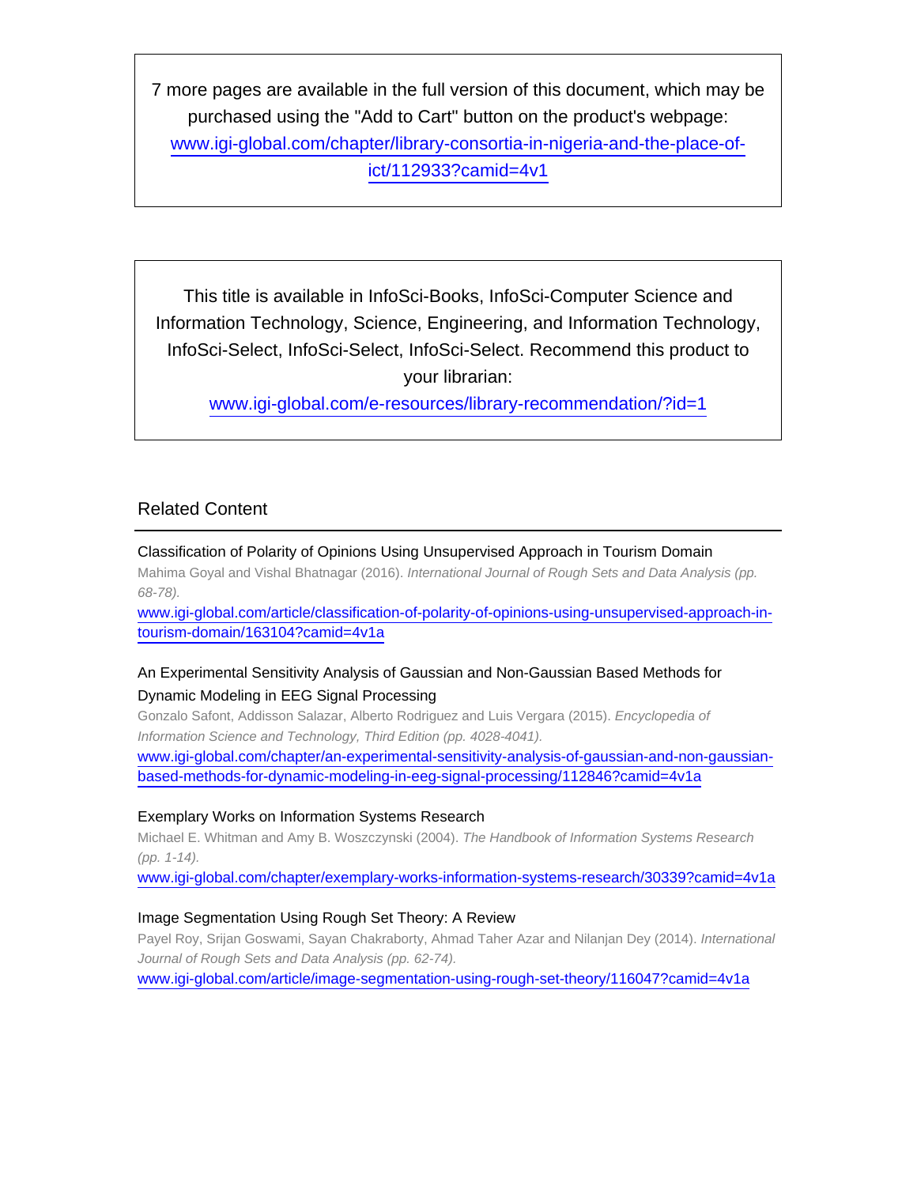7 more pages are available in the full version of this document, which may be purchased using the "Add to Cart" button on the product's webpage:
www.igi-global.com/chapter/library-consortia-in-nigeria-and-the-place-of-ict/112933?camid=4v1

This title is available in InfoSci-Books, InfoSci-Computer Science and Information Technology, Science, Engineering, and Information Technology, InfoSci-Select, InfoSci-Select, InfoSci-Select. Recommend this product to your librarian:
www.igi-global.com/e-resources/library-recommendation/?id=1

## Related Content

Classification of Polarity of Opinions Using Unsupervised Approach in Tourism Domain
Mahima Goyal and Vishal Bhatnagar (2016). *International Journal of Rough Sets and Data Analysis (pp. 68-78).*
www.igi-global.com/article/classification-of-polarity-of-opinions-using-unsupervised-approach-in-tourism-domain/163104?camid=4v1a

An Experimental Sensitivity Analysis of Gaussian and Non-Gaussian Based Methods for Dynamic Modeling in EEG Signal Processing
Gonzalo Safont, Addisson Salazar, Alberto Rodriguez and Luis Vergara (2015). *Encyclopedia of Information Science and Technology, Third Edition (pp. 4028-4041).*
www.igi-global.com/chapter/an-experimental-sensitivity-analysis-of-gaussian-and-non-gaussian-based-methods-for-dynamic-modeling-in-eeg-signal-processing/112846?camid=4v1a

Exemplary Works on Information Systems Research
Michael E. Whitman and Amy B. Woszczynski (2004). *The Handbook of Information Systems Research (pp. 1-14).*
www.igi-global.com/chapter/exemplary-works-information-systems-research/30339?camid=4v1a

Image Segmentation Using Rough Set Theory: A Review
Payel Roy, Srijan Goswami, Sayan Chakraborty, Ahmad Taher Azar and Nilanjan Dey (2014). *International Journal of Rough Sets and Data Analysis (pp. 62-74).*
www.igi-global.com/article/image-segmentation-using-rough-set-theory/116047?camid=4v1a